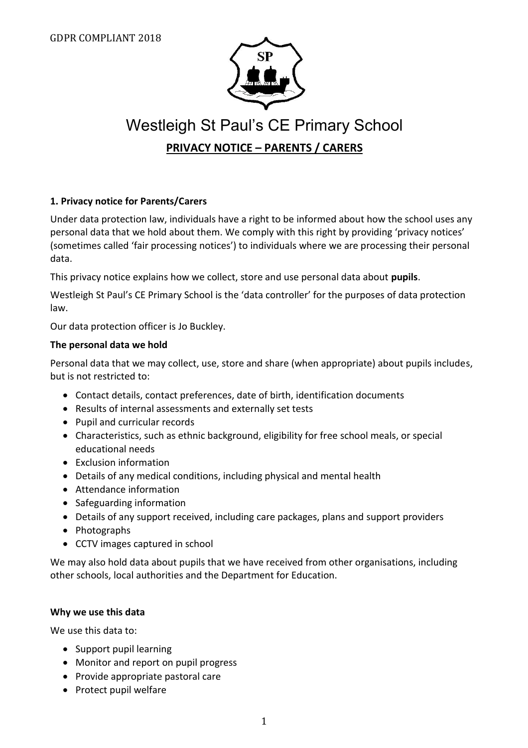GDPR COMPLIANT 2018

# Westleigh St Paul's CE Primary School

## PRIVACY NOTICE – PARENTS / CARERS

**1. Privacy notice for Parents/Carers**

Under data protection law, individuals have a right to be informed about how the school uses any personal data that we hold about them. We comply with this right by providing 'privacy notices' (sometimes called 'fair processing notices') to individuals where we are processing their personal data.

This privacy notice explains how we collect, store and use personal data about **pupils**.

Westleigh St Paul's CE Primary School is the 'data controller' for the purposes of data protection law.

Our data protection officer is Jo Buckley.

**The personal data we hold**

Personal data that we may collect, use, store and share (when appropriate) about pupils includes, but is not restricted to:

- Contact details, contact preferences, date of birth, identification documents
- Results of internal assessments and externally set tests
- Pupil and curricular records
- Characteristics, such as ethnic background, eligibility for free school meals, or special educational needs
- Exclusion information
- Details of any medical conditions, including physical and mental health
- Attendance information
- Safeguarding information
- Details of any support received, including care packages, plans and support providers
- Photographs
- CCTV images captured in school

We may also hold data about pupils that we have received from other organisations, including other schools, local authorities and the Department for Education.

**Why we use this data**

We use this data to:

- Support pupil learning
- Monitor and report on pupil progress
- Provide appropriate pastoral care
- Protect pupil welfare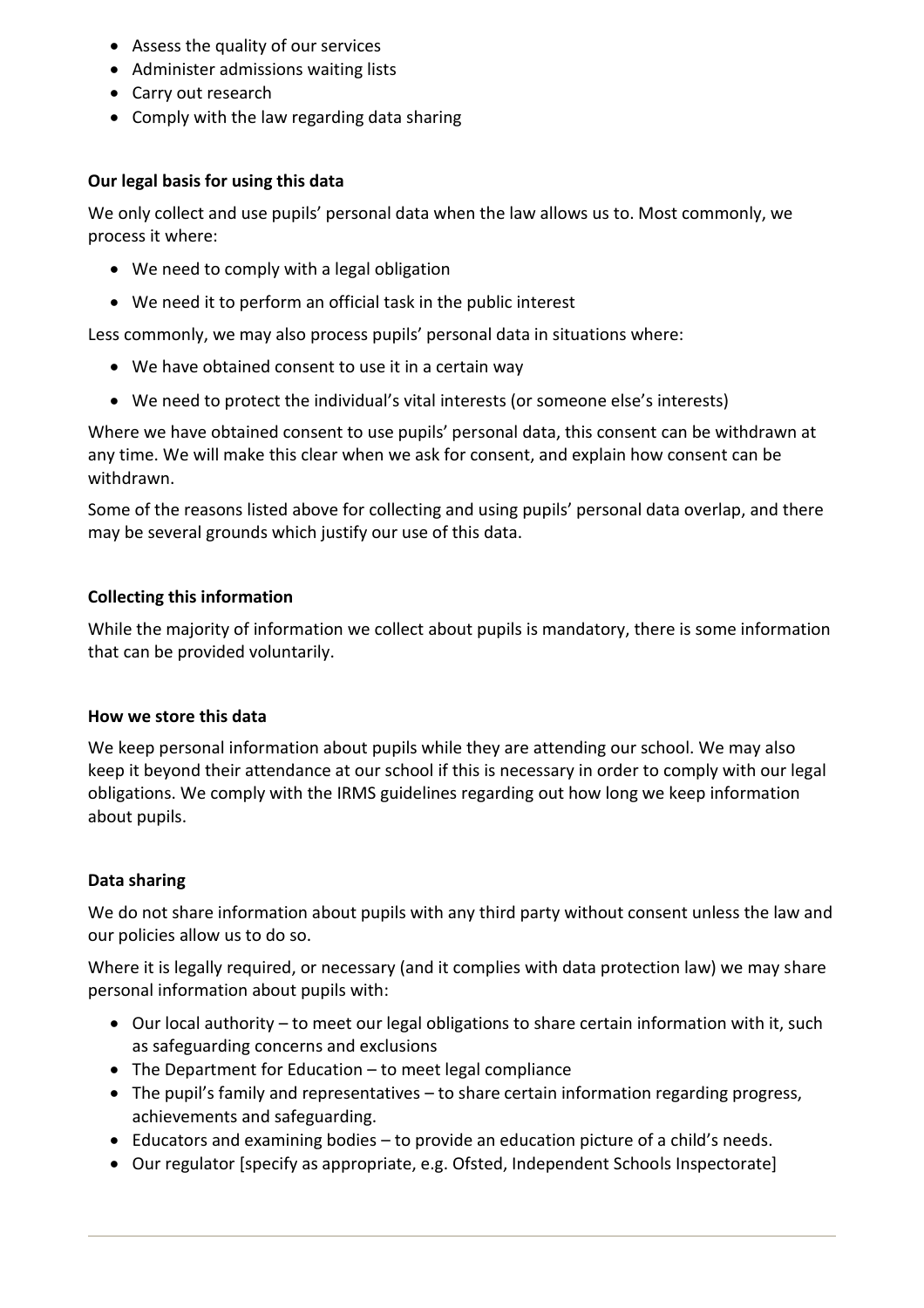- Assess the quality of our services
- Administer admissions waiting lists
- Carry out research
- Comply with the law regarding data sharing

**Our legal basis for using this data**

We only collect and use pupils' personal data when the law allows us to. Most commonly, we process it where:

- We need to comply with a legal obligation
- We need it to perform an official task in the public interest

Less commonly, we may also process pupils' personal data in situations where:

- We have obtained consent to use it in a certain way
- We need to protect the individual's vital interests (or someone else's interests)

Where we have obtained consent to use pupils' personal data, this consent can be withdrawn at any time. We will make this clear when we ask for consent, and explain how consent can be withdrawn.

Some of the reasons listed above for collecting and using pupils' personal data overlap, and there may be several grounds which justify our use of this data.

**Collecting this information**

While the majority of information we collect about pupils is mandatory, there is some information that can be provided voluntarily.

**How we store this data**

We keep personal information about pupils while they are attending our school. We may also keep it beyond their attendance at our school if this is necessary in order to comply with our legal obligations. We comply with the IRMS guidelines regarding out how long we keep information about pupils.

**Data sharing**

We do not share information about pupils with any third party without consent unless the law and our policies allow us to do so.

Where it is legally required, or necessary (and it complies with data protection law) we may share personal information about pupils with:

- Our local authority – to meet our legal obligations to share certain information with it, such as safeguarding concerns and exclusions
- The Department for Education – to meet legal compliance
- The pupil's family and representatives – to share certain information regarding progress, achievements and safeguarding.
- Educators and examining bodies – to provide an education picture of a child's needs.
- Our regulator [specify as appropriate, e.g. Ofsted, Independent Schools Inspectorate]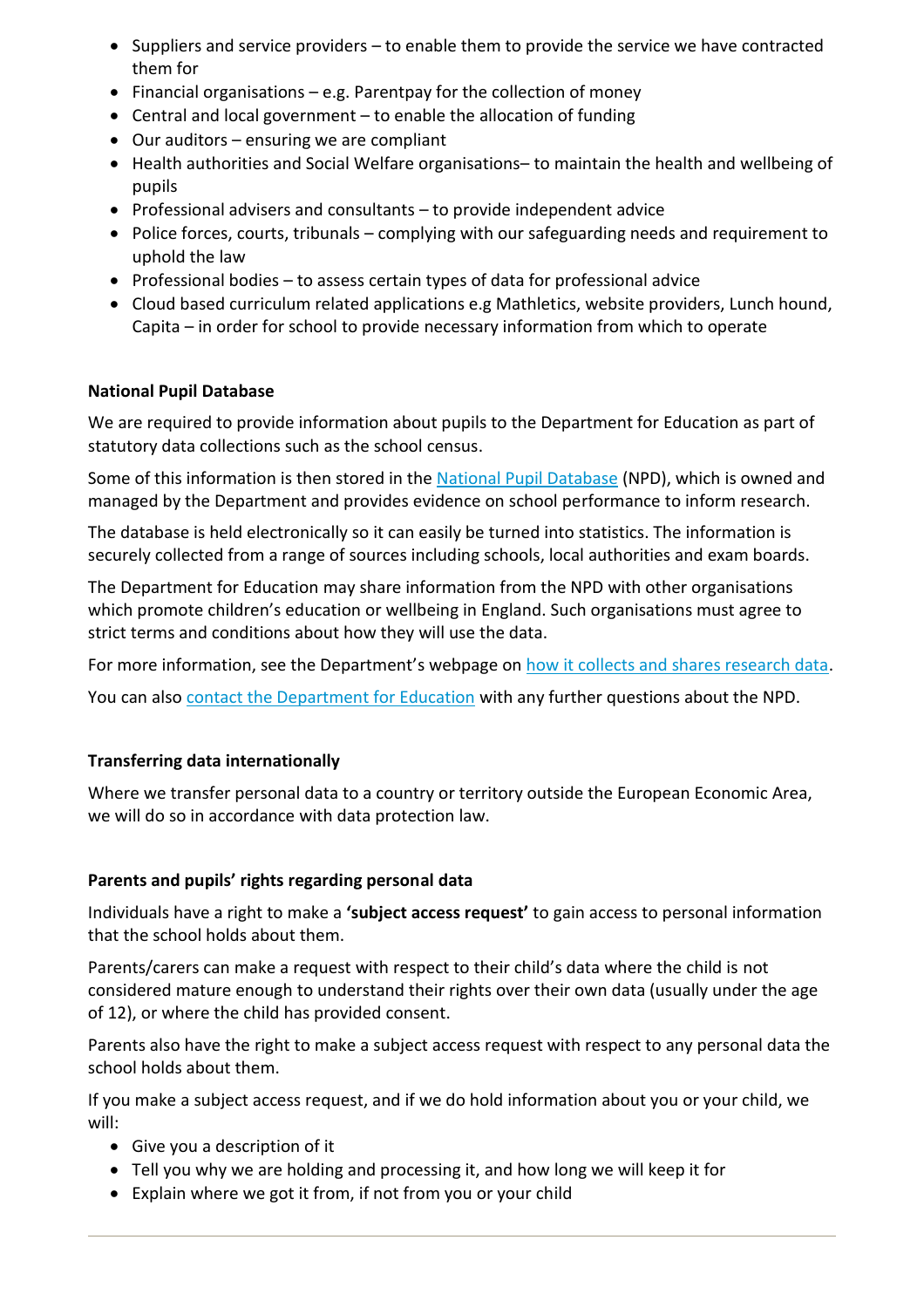- Suppliers and service providers – to enable them to provide the service we have contracted them for
- Financial organisations – e.g. Parentpay for the collection of money
- Central and local government – to enable the allocation of funding
- Our auditors – ensuring we are compliant
- Health authorities and Social Welfare organisations– to maintain the health and wellbeing of pupils
- Professional advisers and consultants – to provide independent advice
- Police forces, courts, tribunals – complying with our safeguarding needs and requirement to uphold the law
- Professional bodies – to assess certain types of data for professional advice
- Cloud based curriculum related applications e.g Mathletics, website providers, Lunch hound, Capita – in order for school to provide necessary information from which to operate

**National Pupil Database**

We are required to provide information about pupils to the Department for Education as part of statutory data collections such as the school census.

Some of this information is then stored in the National Pupil Database (NPD), which is owned and managed by the Department and provides evidence on school performance to inform research.

The database is held electronically so it can easily be turned into statistics. The information is securely collected from a range of sources including schools, local authorities and exam boards.

The Department for Education may share information from the NPD with other organisations which promote children's education or wellbeing in England. Such organisations must agree to strict terms and conditions about how they will use the data.

For more information, see the Department's webpage on how it collects and shares research data.

You can also contact the Department for Education with any further questions about the NPD.

**Transferring data internationally**

Where we transfer personal data to a country or territory outside the European Economic Area, we will do so in accordance with data protection law.

**Parents and pupils' rights regarding personal data**

Individuals have a right to make a **'subject access request'** to gain access to personal information that the school holds about them.

Parents/carers can make a request with respect to their child's data where the child is not considered mature enough to understand their rights over their own data (usually under the age of 12), or where the child has provided consent.

Parents also have the right to make a subject access request with respect to any personal data the school holds about them.

If you make a subject access request, and if we do hold information about you or your child, we will:

- Give you a description of it
- Tell you why we are holding and processing it, and how long we will keep it for
- Explain where we got it from, if not from you or your child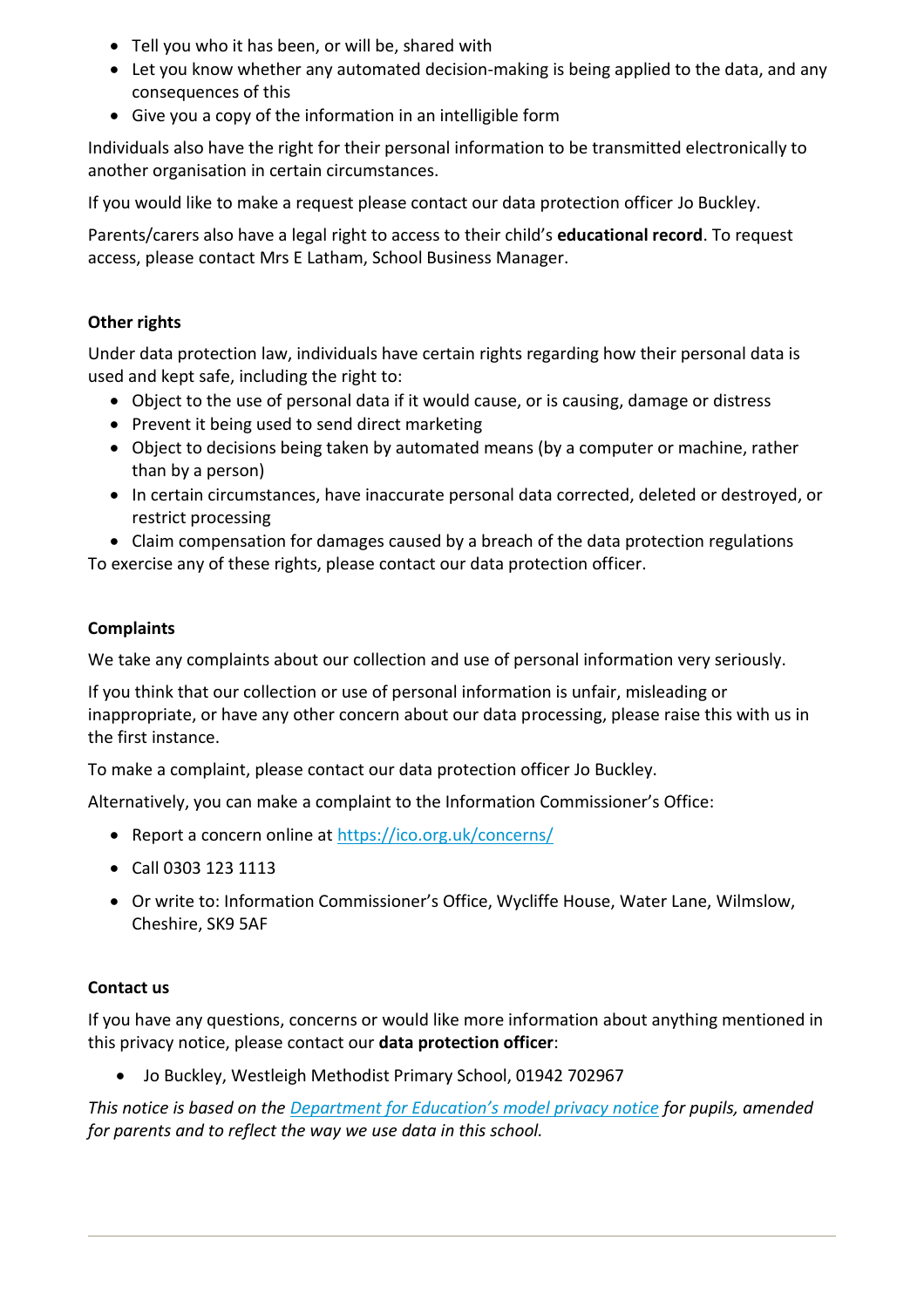- Tell you who it has been, or will be, shared with
- Let you know whether any automated decision-making is being applied to the data, and any consequences of this
- Give you a copy of the information in an intelligible form

Individuals also have the right for their personal information to be transmitted electronically to another organisation in certain circumstances.

If you would like to make a request please contact our data protection officer Jo Buckley.

Parents/carers also have a legal right to access to their child's **educational record**. To request access, please contact Mrs E Latham, School Business Manager.

**Other rights**

Under data protection law, individuals have certain rights regarding how their personal data is used and kept safe, including the right to:

- Object to the use of personal data if it would cause, or is causing, damage or distress
- Prevent it being used to send direct marketing
- Object to decisions being taken by automated means (by a computer or machine, rather than by a person)
- In certain circumstances, have inaccurate personal data corrected, deleted or destroyed, or restrict processing
- Claim compensation for damages caused by a breach of the data protection regulations

To exercise any of these rights, please contact our data protection officer.

**Complaints**

We take any complaints about our collection and use of personal information very seriously.

If you think that our collection or use of personal information is unfair, misleading or inappropriate, or have any other concern about our data processing, please raise this with us in the first instance.

To make a complaint, please contact our data protection officer Jo Buckley.

Alternatively, you can make a complaint to the Information Commissioner's Office:

- Report a concern online at [https://ico.org.uk/concerns/](https://ico.org.uk/concerns/)
- Call 0303 123 1113
- Or write to: Information Commissioner's Office, Wycliffe House, Water Lane, Wilmslow, Cheshire, SK9 5AF

**Contact us**

If you have any questions, concerns or would like more information about anything mentioned in this privacy notice, please contact our **data protection officer**:

- Jo Buckley, Westleigh Methodist Primary School, 01942 702967

*This notice is based on the [Department for Education's model privacy notice](#) for pupils, amended for parents and to reflect the way we use data in this school.*